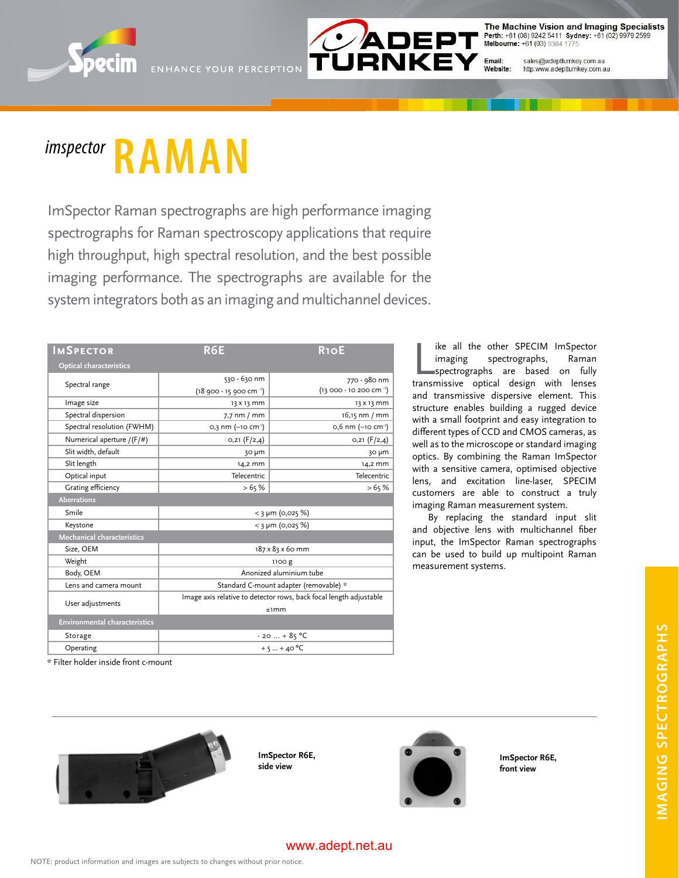Specim — ENHANCE YOUR PERCEPTION

ADEPT TURNKEY

The Machine Vision and Imaging Specialists
Perth: +61 (08) 9242 5411 Sydney: +61 (02) 9979 2599
Melbourne: +61 (03) 9384 1775

Email: sales@adeptturnkey.com.au
Website: http:www.adeptturnkey.com.au

# *imspector* RAMAN

ImSpector Raman spectrographs are high performance imaging spectrographs for Raman spectroscopy applications that require high throughput, high spectral resolution, and the best possible imaging performance. The spectrographs are available for the system integrators both as an imaging and multichannel devices.

| IMSPECTOR | R6E | R10E |
|---|---|---|
| **Optical characteristics** | | |
| Spectral range | 530 - 630 nm (18 900 - 15 900 cm $^{-1}$) | 770 - 980 nm (13 000 - 10 200 cm $^{-1}$) |
| Image size | 13 x 13 mm | 13 x 13 mm |
| Spectral dispersion | 7,7 nm / mm | 16,15 nm / mm |
| Spectral resolution (FWHM) | 0,3 nm (~10 cm $^{-1}$) | 0,6 nm (~10 cm $^{-1}$) |
| Numerical aperture /(F/#) | 0,21 (F/2,4) | 0,21 (F/2,4) |
| Slit width, default | 30 µm | 30 µm |
| Slit length | 14,2 mm | 14,2 mm |
| Optical input | Telecentric | Telecentric |
| Grating efficiency | > 65 % | > 65 % |
| **Aberrations** | | |
| Smile | < 3 µm (0,025 %) | |
| Keystone | < 3 µm (0,025 %) | |
| **Mechanical characteristics** | | |
| Size, OEM | 187 x 83 x 60 mm | |
| Weight | 1100 g | |
| Body, OEM | Anonized aluminium tube | |
| Lens and camera mount | Standard C-mount adapter (removable) * | |
| User adjustments | Image axis relative to detector rows, back focal length adjustable ±1mm | |
| **Environmental characteristics** | | |
| Storage | - 20 ... + 85 °C | |
| Operating | + 5 ... + 40 °C | |

\* Filter holder inside front c-mount

Like all the other SPECIM ImSpector imaging spectrographs, Raman spectrographs are based on fully transmissive optical design with lenses and transmissive dispersive element. This structure enables building a rugged device with a small footprint and easy integration to different types of CCD and CMOS cameras, as well as to the microscope or standard imaging optics. By combining the Raman ImSpector with a sensitive camera, optimised objective lens, and excitation line-laser, SPECIM customers are able to construct a truly imaging Raman measurement system.

By replacing the standard input slit and objective lens with multichannel fiber input, the ImSpector Raman spectrographs can be used to build up multipoint Raman measurement systems.

**ImSpector R6E, side view**

**ImSpector R6E, front view**

IMAGING SPECTROGRAPHS

www.adept.net.au

NOTE: product information and images are subjects to changes without prior notice.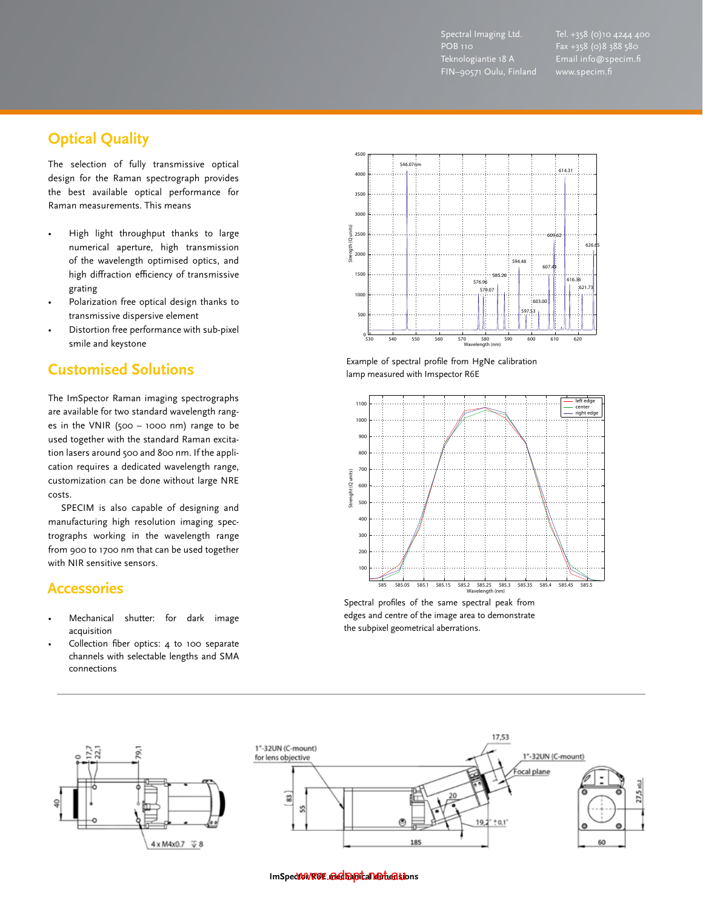Spectral Imaging Ltd.
POB 110
Teknologiantie 18 A
FIN–90571 Oulu, Finland

Tel. +358 (0)10 4244 400
Fax +358 (0)8 388 580
Email info@specim.fi
www.specim.fi

## Optical Quality

The selection of fully transmissive optical design for the Raman spectrograph provides the best available optical performance for Raman measurements. This means

- High light throughput thanks to large numerical aperture, high transmission of the wavelength optimised optics, and high diffraction efficiency of transmissive grating
- Polarization free optical design thanks to transmissive dispersive element
- Distortion free performance with sub-pixel smile and keystone

## Customised Solutions

The ImSpector Raman imaging spectrographs are available for two standard wavelength ranges in the VNIR (500 – 1000 nm) range to be used together with the standard Raman excitation lasers around 500 and 800 nm. If the application requires a dedicated wavelength range, customization can be done without large NRE costs.

SPECIM is also capable of designing and manufacturing high resolution imaging spectrographs working in the wavelength range from 900 to 1700 nm that can be used together with NIR sensitive sensors.

## Accessories

- Mechanical shutter: for dark image acquisition
- Collection fiber optics: 4 to 100 separate channels with selectable lengths and SMA connections

Strength (Q units)
Wavelength (nm)
546.07nm
614.31
609.62
626.65
594.48
607.43
585.26
616.35
576.96
621.73
578.07
603.00
597.53

Example of spectral profile from HgNe calibration lamp measured with Imspector R6E

left edge
center
right edge
Strenght (Q units)
Wavelength (nm)

Spectral profiles of the same spectral peak from edges and centre of the image area to demonstrate the subpixel geometrical aberrations.

1"-32UN (C-mount) for lens objective
1"-32UN (C-mount)
Focal plane
4 x M4x0.7 ↧ 8

ImSpector R6E mechanical dimensions